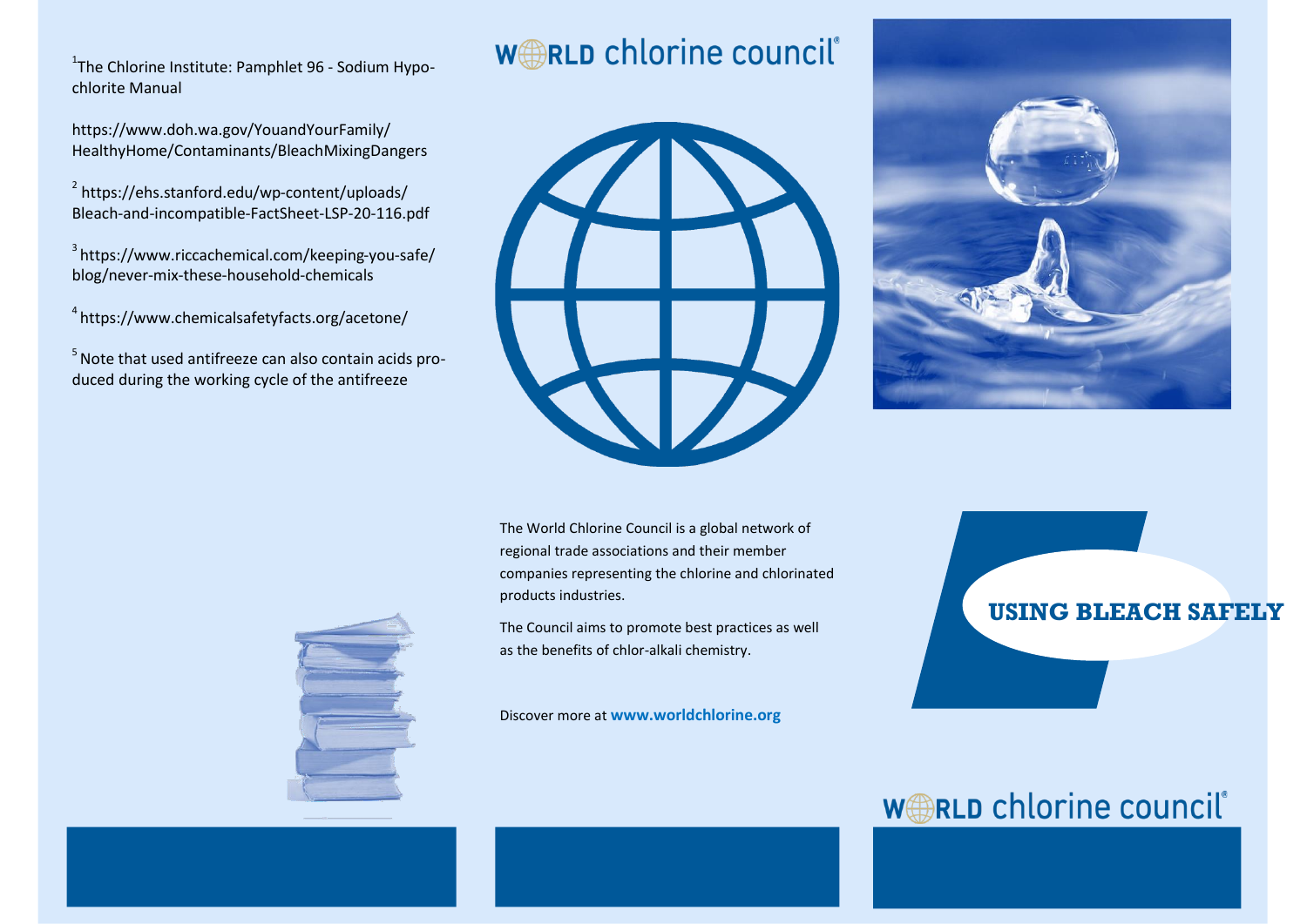[1]The Chlorine Institute: Pamphlet 96 - Sodium Hypochlorite Manual

https://www.doh.wa.gov/YouandYourFamily/HealthyHome/Contaminants/BleachMixingDangers

[2] https://ehs.stanford.edu/wp-content/uploads/Bleach-and-incompatible-FactSheet-LSP-20-116.pdf

[3] https://www.riccachemical.com/keeping-you-safe/blog/never-mix-these-household-chemicals

[4] https://www.chemicalsafetyfacts.org/acetone/

[5] Note that used antifreeze can also contain acids produced during the working cycle of the antifreeze

WORLD chlorine council®

The World Chlorine Council is a global network of regional trade associations and their member companies representing the chlorine and chlorinated products industries.

The Council aims to promote best practices as well as the benefits of chlor-alkali chemistry.

Discover more at **www.worldchlorine.org**

# USING BLEACH SAFELY

WORLD chlorine council®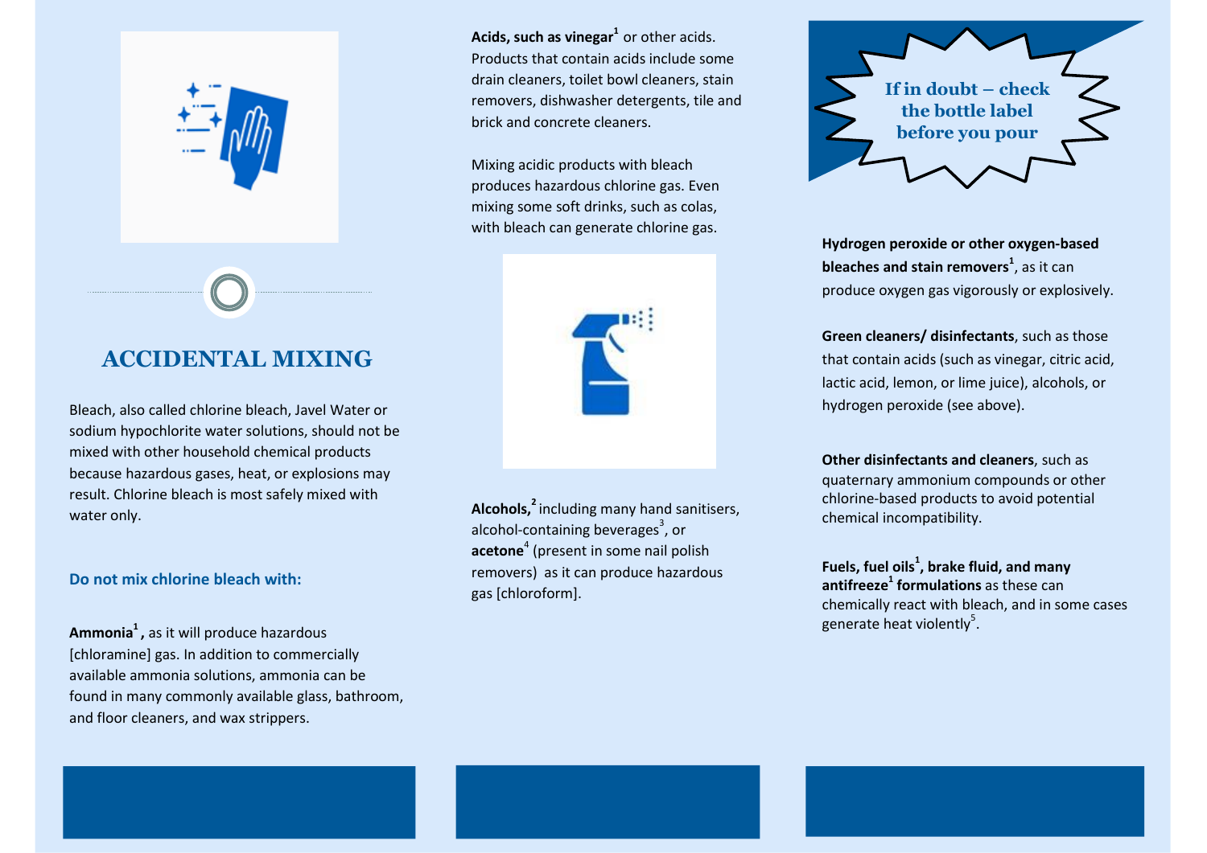# ACCIDENTAL MIXING

Bleach, also called chlorine bleach, Javel Water or sodium hypochlorite water solutions, should not be mixed with other household chemical products because hazardous gases, heat, or explosions may result. Chlorine bleach is most safely mixed with water only.

### Do not mix chlorine bleach with:

**Ammonia[1] ,** as it will produce hazardous [chloramine] gas. In addition to commercially available ammonia solutions, ammonia can be found in many commonly available glass, bathroom, and floor cleaners, and wax strippers.

**Acids, such as vinegar[1]** or other acids. Products that contain acids include some drain cleaners, toilet bowl cleaners, stain removers, dishwasher detergents, tile and brick and concrete cleaners.

Mixing acidic products with bleach produces hazardous chlorine gas. Even mixing some soft drinks, such as colas, with bleach can generate chlorine gas.

**Alcohols,[2]** including many hand sanitisers, alcohol-containing beverages[3], or **acetone**[4] (present in some nail polish removers) as it can produce hazardous gas [chloroform].

**If in doubt – check the bottle label before you pour**

**Hydrogen peroxide or other oxygen-based bleaches and stain removers[1]**, as it can produce oxygen gas vigorously or explosively.

**Green cleaners/ disinfectants**, such as those that contain acids (such as vinegar, citric acid, lactic acid, lemon, or lime juice), alcohols, or hydrogen peroxide (see above).

**Other disinfectants and cleaners**, such as quaternary ammonium compounds or other chlorine-based products to avoid potential chemical incompatibility.

**Fuels, fuel oils[1], brake fluid, and many antifreeze[1] formulations** as these can chemically react with bleach, and in some cases generate heat violently[5].